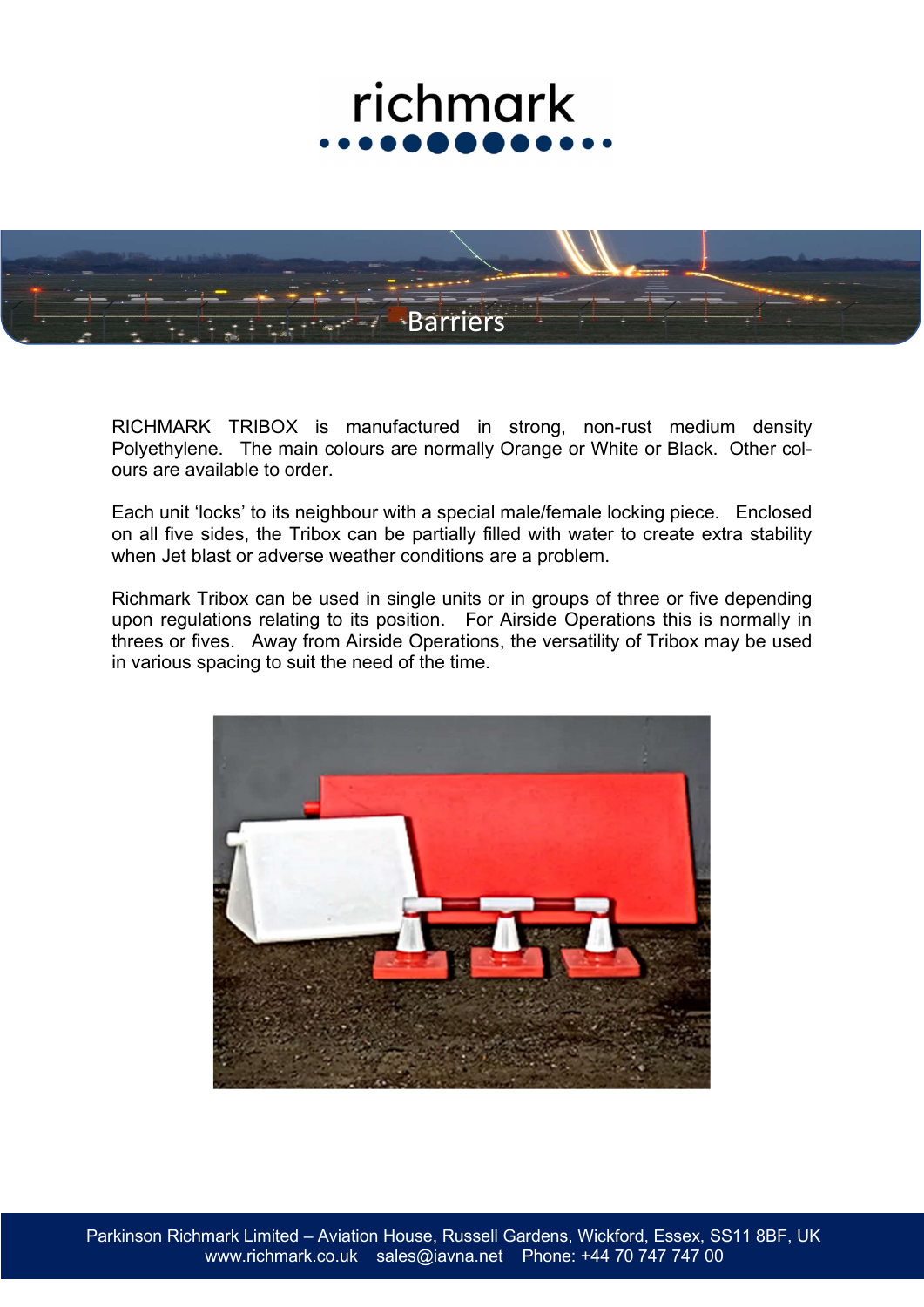# richmark

## Barriers

RICHMARK TRIBOX is manufactured in strong, non-rust medium density Polyethylene. The main colours are normally Orange or White or Black. Other colours are available to order.

Each unit 'locks' to its neighbour with a special male/female locking piece. Enclosed on all five sides, the Tribox can be partially filled with water to create extra stability when Jet blast or adverse weather conditions are a problem.

Richmark Tribox can be used in single units or in groups of three or five depending upon regulations relating to its position. For Airside Operations this is normally in threes or fives. Away from Airside Operations, the versatility of Tribox may be used in various spacing to suit the need of the time.

Parkinson Richmark Limited – Aviation House, Russell Gardens, Wickford, Essex, SS11 8BF, UK
www.richmark.co.uk sales@iavna.net Phone: +44 70 747 747 00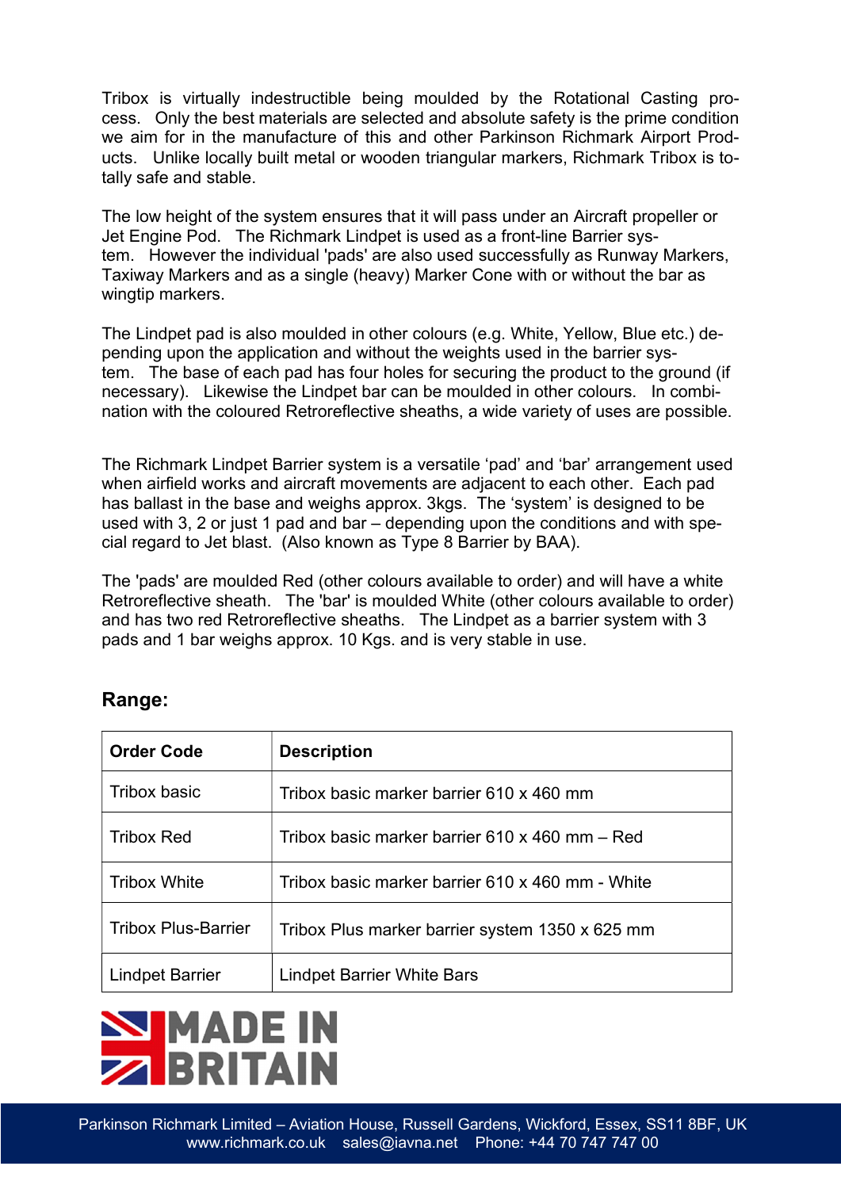Tribox is virtually indestructible being moulded by the Rotational Casting process. Only the best materials are selected and absolute safety is the prime condition we aim for in the manufacture of this and other Parkinson Richmark Airport Products. Unlike locally built metal or wooden triangular markers, Richmark Tribox is totally safe and stable.

The low height of the system ensures that it will pass under an Aircraft propeller or Jet Engine Pod. The Richmark Lindpet is used as a front-line Barrier system. However the individual 'pads' are also used successfully as Runway Markers, Taxiway Markers and as a single (heavy) Marker Cone with or without the bar as wingtip markers.

The Lindpet pad is also moulded in other colours (e.g. White, Yellow, Blue etc.) depending upon the application and without the weights used in the barrier system. The base of each pad has four holes for securing the product to the ground (if necessary). Likewise the Lindpet bar can be moulded in other colours. In combination with the coloured Retroreflective sheaths, a wide variety of uses are possible.

The Richmark Lindpet Barrier system is a versatile 'pad' and 'bar' arrangement used when airfield works and aircraft movements are adjacent to each other. Each pad has ballast in the base and weighs approx. 3kgs. The 'system' is designed to be used with 3, 2 or just 1 pad and bar – depending upon the conditions and with special regard to Jet blast. (Also known as Type 8 Barrier by BAA).

The 'pads' are moulded Red (other colours available to order) and will have a white Retroreflective sheath. The 'bar' is moulded White (other colours available to order) and has two red Retroreflective sheaths. The Lindpet as a barrier system with 3 pads and 1 bar weighs approx. 10 Kgs. and is very stable in use.

## Range:

| Order Code | Description |
|---|---|
| Tribox basic | Tribox basic marker barrier 610 x 460 mm |
| Tribox Red | Tribox basic marker barrier 610 x 460 mm – Red |
| Tribox White | Tribox basic marker barrier 610 x 460 mm - White |
| Tribox Plus-Barrier | Tribox Plus marker barrier system 1350 x 625 mm |
| Lindpet Barrier | Lindpet Barrier White Bars |

MADE IN BRITAIN

Parkinson Richmark Limited – Aviation House, Russell Gardens, Wickford, Essex, SS11 8BF, UK
www.richmark.co.uk sales@iavna.net Phone: +44 70 747 747 00